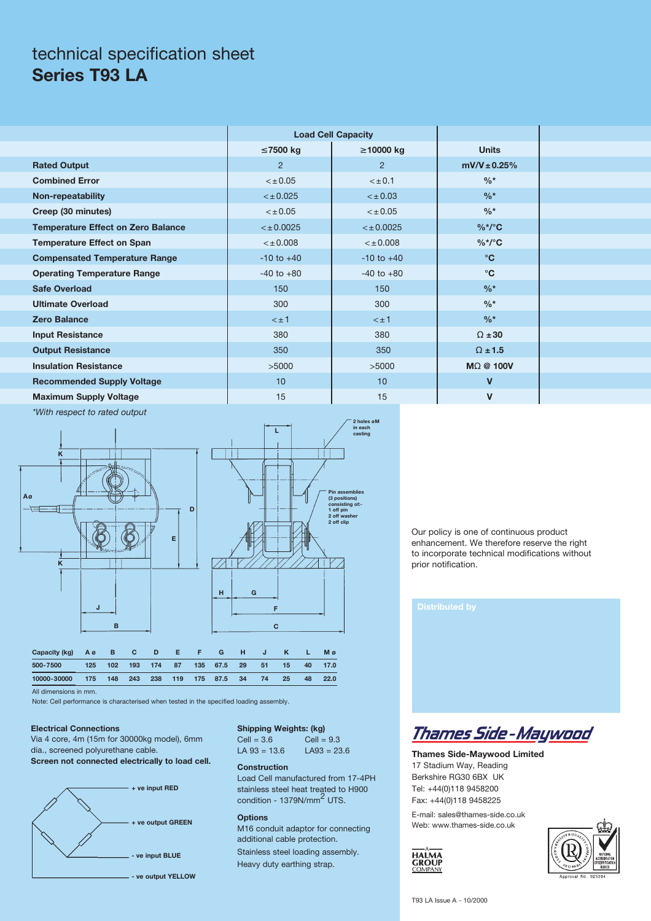technical specification sheet

# Series T93 LA

| | Load Cell Capacity | | |
|---|---|---|---|
| | ≤7500 kg | ≥10000 kg | Units |
| **Rated Output** | 2 | 2 | **mV/V ± 0.25%** |
| **Combined Error** | < ± 0.05 | < ± 0.1 | **%*** |
| **Non-repeatability** | < ± 0.025 | < ± 0.03 | **%*** |
| **Creep (30 minutes)** | < ± 0.05 | < ± 0.05 | **%*** |
| **Temperature Effect on Zero Balance** | < ± 0.0025 | < ± 0.0025 | **%*/°C** |
| **Temperature Effect on Span** | < ± 0.008 | < ± 0.008 | **%*/°C** |
| **Compensated Temperature Range** | -10 to +40 | -10 to +40 | **°C** |
| **Operating Temperature Range** | -40 to +80 | -40 to +80 | **°C** |
| **Safe Overload** | 150 | 150 | **%*** |
| **Ultimate Overload** | 300 | 300 | **%*** |
| **Zero Balance** | < ± 1 | < ± 1 | **%*** |
| **Input Resistance** | 380 | 380 | **Ω ± 30** |
| **Output Resistance** | 350 | 350 | **Ω ± 1.5** |
| **Insulation Resistance** | >5000 | >5000 | **MΩ @ 100V** |
| **Recommended Supply Voltage** | 10 | 10 | **V** |
| **Maximum Supply Voltage** | 15 | 15 | **V** |

*With respect to rated output

2 holes øM in each casting

Pin assemblies (3 positions) consisting of:- 1 off pin, 2 off washer, 2 off clip

| Capacity (kg) | A ø | B | C | D | E | F | G | H | J | K | L | M ø |
|---|---|---|---|---|---|---|---|---|---|---|---|---|
| 500-7500 | 125 | 102 | 193 | 174 | 87 | 135 | 67.5 | 29 | 51 | 15 | 40 | 17.0 |
| 10000-30000 | 175 | 148 | 243 | 238 | 119 | 175 | 87.5 | 34 | 74 | 25 | 48 | 22.0 |

All dimensions in mm.

Note: Cell performance is characterised when tested in the specified loading assembly.

Our policy is one of continuous product enhancement. We therefore reserve the right to incorporate technical modifications without prior notification.

Distributed by

### Electrical Connections

Via 4 core, 4m (15m for 30000kg model), 6mm dia., screened polyurethane cable.

**Screen not connected electrically to load cell.**

- + ve input RED
- + ve output GREEN
- - ve input BLUE
- - ve output YELLOW

### Shipping Weights: (kg)

Cell = 3.6 Cell = 9.3
LA 93 = 13.6 LA93 = 23.6

### Construction

Load Cell manufactured from 17-4PH stainless steel heat treated to H900 condition - 1379N/mm$^2$ UTS.

### Options

M16 conduit adaptor for connecting additional cable protection.

Stainless steel loading assembly.

Heavy duty earthing strap.

Thames Side-Maywood

**Thames Side-Maywood Limited**
17 Stadium Way, Reading
Berkshire RG30 6BX UK
Tel: +44(0)118 9458200
Fax: +44(0)118 9458225

E-mail: sales@thames-side.co.uk
Web: www.thames-side.co.uk

HALMA GROUP COMPANY

Approval No. 925394

T93 LA Issue A - 10/2000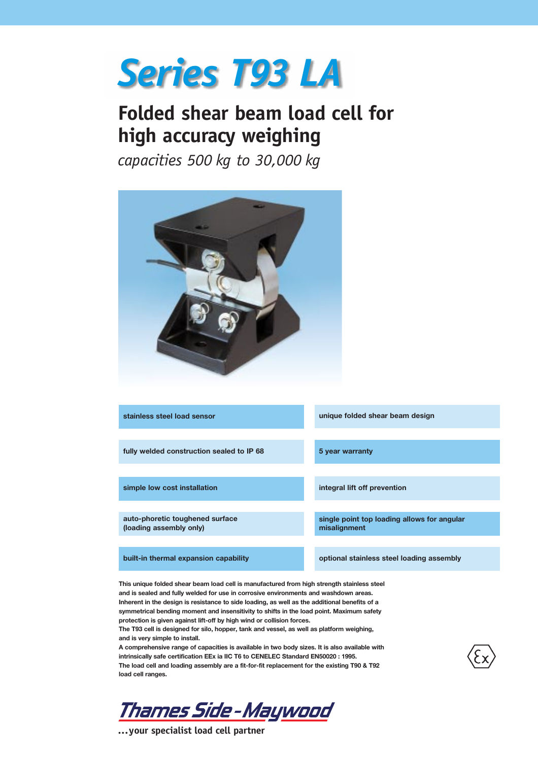# Series T93 LA

## Folded shear beam load cell for high accuracy weighing

*capacities 500 kg to 30,000 kg*

- stainless steel load sensor
- unique folded shear beam design
- fully welded construction sealed to IP 68
- 5 year warranty
- simple low cost installation
- integral lift off prevention
- auto-phoretic toughened surface (loading assembly only)
- single point top loading allows for angular misalignment
- built-in thermal expansion capability
- optional stainless steel loading assembly

**This unique folded shear beam load cell is manufactured from high strength stainless steel and is sealed and fully welded for use in corrosive environments and washdown areas. Inherent in the design is resistance to side loading, as well as the additional benefits of a symmetrical bending moment and insensitivity to shifts in the load point. Maximum safety protection is given against lift-off by high wind or collision forces.**

**The T93 cell is designed for silo, hopper, tank and vessel, as well as platform weighing, and is very simple to install.**

**A comprehensive range of capacities is available in two body sizes. It is also available with intrinsically safe certification EEx ia IIC T6 to CENELEC Standard EN50020 : 1995.**

**The load cell and loading assembly are a fit-for-fit replacement for the existing T90 & T92 load cell ranges.**

Thames Side - Maywood

...your specialist load cell partner